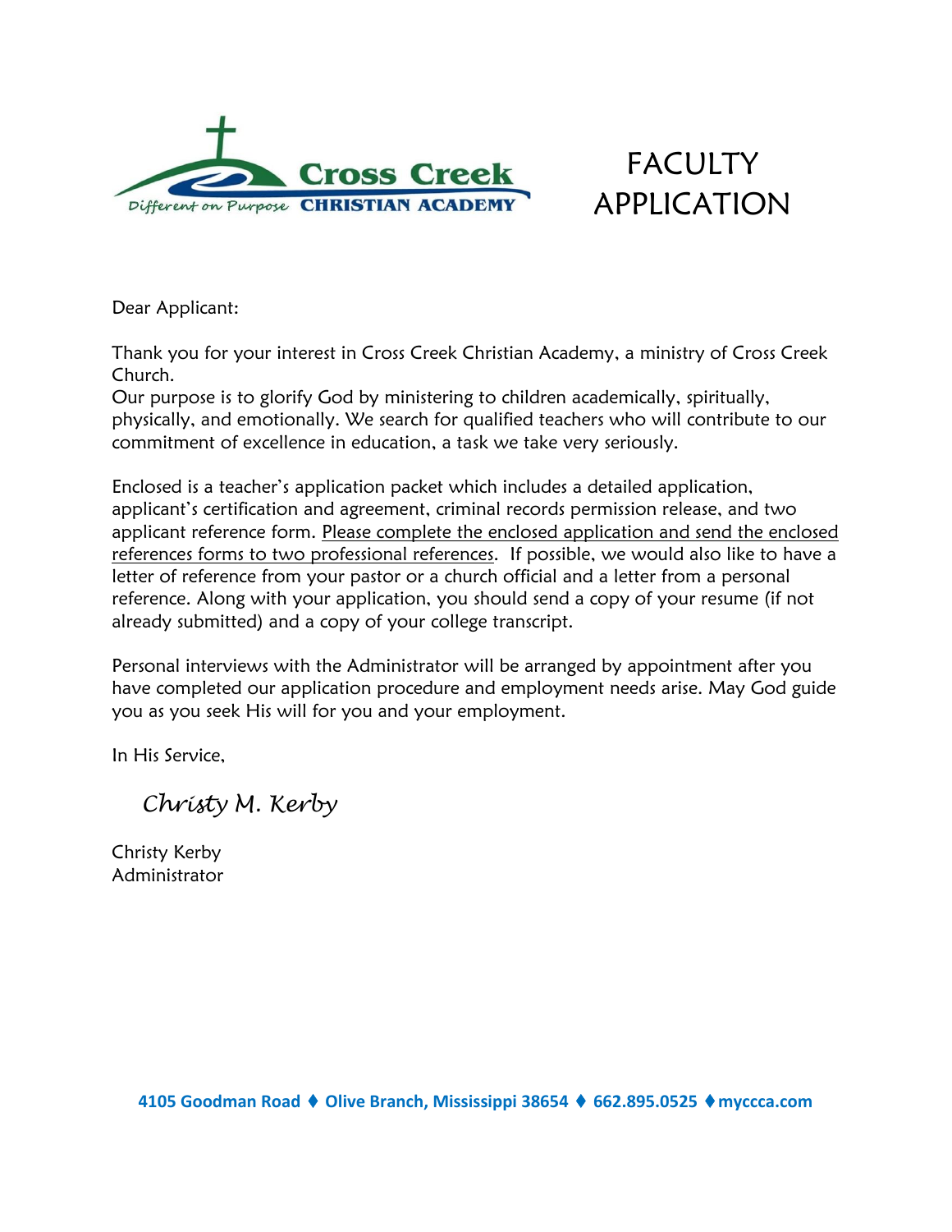Cross Creek
Different on Purpose CHRISTIAN ACADEMY

# FACULTY APPLICATION

Dear Applicant:

Thank you for your interest in Cross Creek Christian Academy, a ministry of Cross Creek Church.
Our purpose is to glorify God by ministering to children academically, spiritually, physically, and emotionally. We search for qualified teachers who will contribute to our commitment of excellence in education, a task we take very seriously.

Enclosed is a teacher's application packet which includes a detailed application, applicant's certification and agreement, criminal records permission release, and two applicant reference form. Please complete the enclosed application and send the enclosed references forms to two professional references. If possible, we would also like to have a letter of reference from your pastor or a church official and a letter from a personal reference. Along with your application, you should send a copy of your resume (if not already submitted) and a copy of your college transcript.

Personal interviews with the Administrator will be arranged by appointment after you have completed our application procedure and employment needs arise. May God guide you as you seek His will for you and your employment.

In His Service,

*Christy M. Kerby*

Christy Kerby
Administrator

**4105 Goodman Road ♦ Olive Branch, Mississippi 38654 ♦ 662.895.0525 ♦ myccca.com**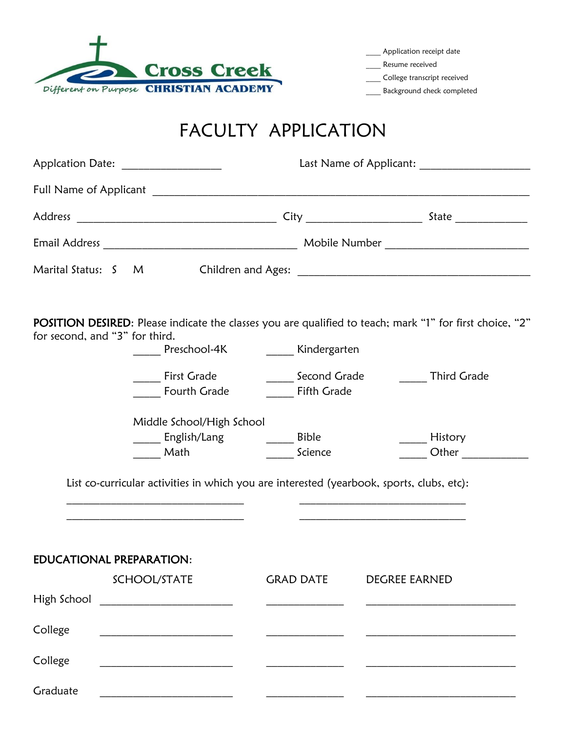Cross Creek
Different on Purpose CHRISTIAN ACADEMY

\_\_\_\_ Application receipt date
\_\_\_\_ Resume received
\_\_\_\_ College transcript received
\_\_\_\_ Background check completed

# FACULTY APPLICATION

Applcation Date: \_\_\_\_\_\_\_\_\_\_\_\_\_\_\_\_\_\_ Last Name of Applicant: \_\_\_\_\_\_\_\_\_\_\_\_\_\_\_\_\_\_\_\_

Full Name of Applicant \_\_\_\_\_\_\_\_\_\_\_\_\_\_\_\_\_\_\_\_\_\_\_\_\_\_\_\_\_\_\_\_\_\_\_\_\_\_\_\_\_\_\_\_\_\_\_\_\_\_\_\_\_\_\_\_\_\_\_\_\_\_\_\_\_\_\_\_\_\_

Address \_\_\_\_\_\_\_\_\_\_\_\_\_\_\_\_\_\_\_\_\_\_\_\_\_\_\_\_\_\_\_\_\_\_\_\_\_ City \_\_\_\_\_\_\_\_\_\_\_\_\_\_\_\_\_\_\_\_\_ State \_\_\_\_\_\_\_\_\_\_\_\_\_

Email Address \_\_\_\_\_\_\_\_\_\_\_\_\_\_\_\_\_\_\_\_\_\_\_\_\_\_\_\_\_\_\_\_\_\_\_\_ Mobile Number \_\_\_\_\_\_\_\_\_\_\_\_\_\_\_\_\_\_\_\_\_\_\_\_\_\_

Marital Status: S M Children and Ages: \_\_\_\_\_\_\_\_\_\_\_\_\_\_\_\_\_\_\_\_\_\_\_\_\_\_\_\_\_\_\_\_\_\_\_\_\_\_\_\_\_\_

**POSITION DESIRED**: Please indicate the classes you are qualified to teach; mark "1" for first choice, "2" for second, and "3" for third.

\_\_\_\_\_ Preschool-4K \_\_\_\_\_ Kindergarten

\_\_\_\_\_ First Grade \_\_\_\_\_ Second Grade \_\_\_\_\_ Third Grade
\_\_\_\_\_ Fourth Grade \_\_\_\_\_ Fifth Grade

Middle School/High School
\_\_\_\_\_ English/Lang \_\_\_\_\_ Bible \_\_\_\_\_ History
\_\_\_\_\_ Math \_\_\_\_\_ Science \_\_\_\_\_ Other \_\_\_\_\_\_\_\_\_\_\_\_

List co-curricular activities in which you are interested (yearbook, sports, clubs, etc):

\_\_\_\_\_\_\_\_\_\_\_\_\_\_\_\_\_\_\_\_\_\_\_\_\_\_\_\_\_\_\_\_\_ \_\_\_\_\_\_\_\_\_\_\_\_\_\_\_\_\_\_\_\_\_\_\_\_\_\_\_\_\_\_\_
\_\_\_\_\_\_\_\_\_\_\_\_\_\_\_\_\_\_\_\_\_\_\_\_\_\_\_\_\_\_\_\_\_ \_\_\_\_\_\_\_\_\_\_\_\_\_\_\_\_\_\_\_\_\_\_\_\_\_\_\_\_\_\_\_

**EDUCATIONAL PREPARATION**:

| | SCHOOL/STATE | GRAD DATE | DEGREE EARNED |
|---|---|---|---|
| High School | | | |
| College | | | |
| College | | | |
| Graduate | | | |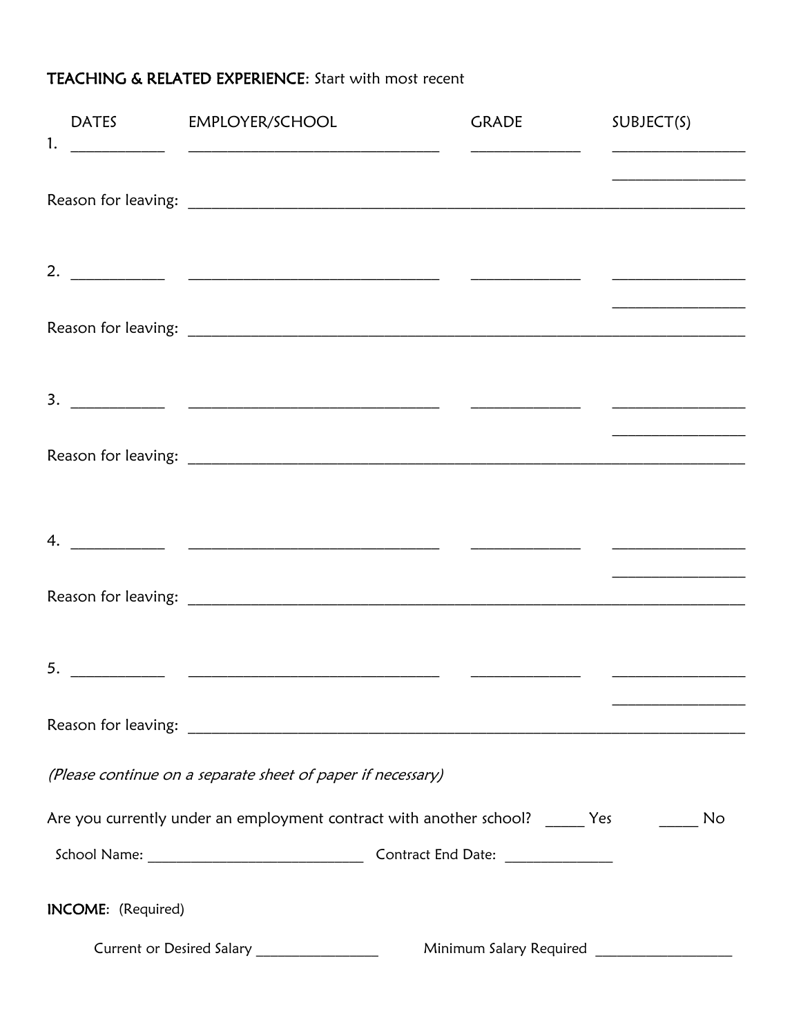**TEACHING & RELATED EXPERIENCE**: Start with most recent

| | DATES | EMPLOYER/SCHOOL | GRADE | SUBJECT(S) |
|---|---|---|---|---|
| 1. | ____________ | __________________________________ | ______________ | _________________ |
| | | | | _________________ |

Reason for leaving: ___________________________________________________________________________

| | | | | |
|---|---|---|---|---|
| 2. | ____________ | __________________________________ | ______________ | _________________ |
| | | | | _________________ |

Reason for leaving: ___________________________________________________________________________

| | | | | |
|---|---|---|---|---|
| 3. | ____________ | __________________________________ | ______________ | _________________ |
| | | | | _________________ |

Reason for leaving: ___________________________________________________________________________

| | | | | |
|---|---|---|---|---|
| 4. | ____________ | __________________________________ | ______________ | _________________ |
| | | | | _________________ |

Reason for leaving: ___________________________________________________________________________

| | | | | |
|---|---|---|---|---|
| 5. | ____________ | __________________________________ | ______________ | _________________ |
| | | | | _________________ |

Reason for leaving: ___________________________________________________________________________

*(Please continue on a separate sheet of paper if necessary)*

Are you currently under an employment contract with another school? _____ Yes _____ No

School Name: ____________________________ Contract End Date: ______________

**INCOME**: (Required)

Current or Desired Salary ________________ Minimum Salary Required __________________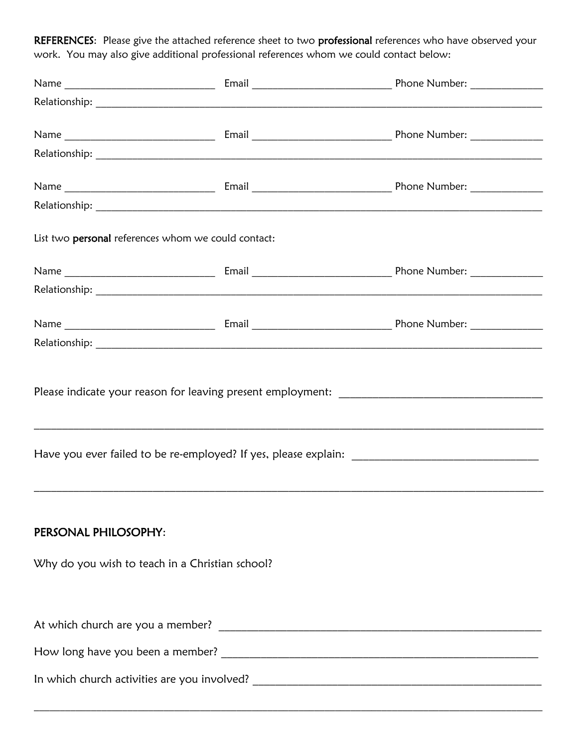**REFERENCES**: Please give the attached reference sheet to two **professional** references who have observed your work. You may also give additional professional references whom we could contact below:

Name ___________________________ Email _________________________ Phone Number: ____________
Relationship: ____________________________________________________________________________

Name ___________________________ Email _________________________ Phone Number: ____________
Relationship: ____________________________________________________________________________

Name ___________________________ Email _________________________ Phone Number: ____________
Relationship: ____________________________________________________________________________

List two **personal** references whom we could contact:

Name ___________________________ Email _________________________ Phone Number: ____________
Relationship: ____________________________________________________________________________

Name ___________________________ Email _________________________ Phone Number: ____________
Relationship: ____________________________________________________________________________

Please indicate your reason for leaving present employment: ________________________________

______________________________________________________________________________________

Have you ever failed to be re-employed? If yes, please explain: ______________________________

______________________________________________________________________________________

**PERSONAL PHILOSOPHY**:

Why do you wish to teach in a Christian school?

At which church are you a member? ____________________________________________________

How long have you been a member? ____________________________________________________

In which church activities are you involved? ____________________________________________

______________________________________________________________________________________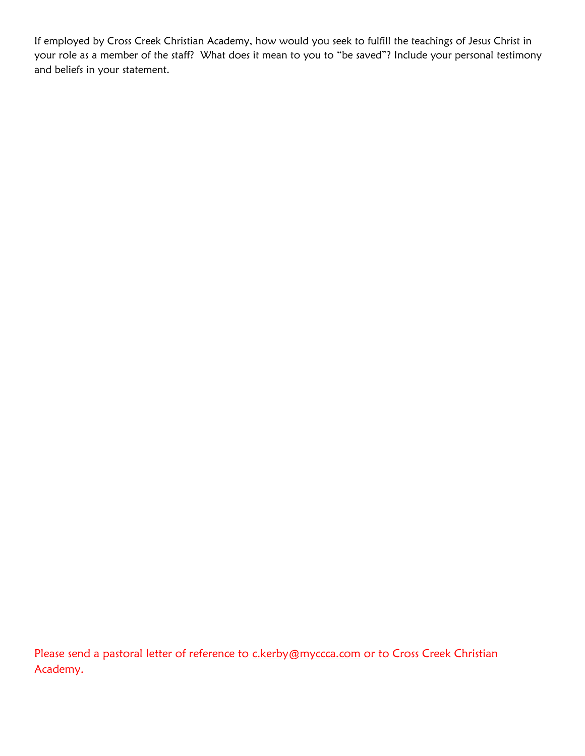If employed by Cross Creek Christian Academy, how would you seek to fulfill the teachings of Jesus Christ in your role as a member of the staff? What does it mean to you to "be saved"? Include your personal testimony and beliefs in your statement.

Please send a pastoral letter of reference to c.kerby@myccca.com or to Cross Creek Christian Academy.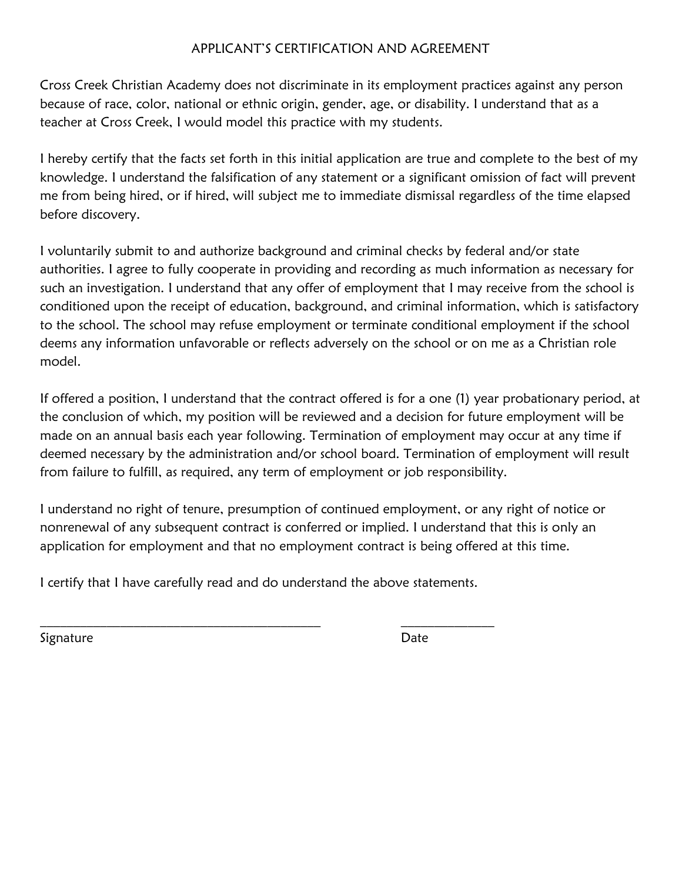## APPLICANT'S CERTIFICATION AND AGREEMENT

Cross Creek Christian Academy does not discriminate in its employment practices against any person because of race, color, national or ethnic origin, gender, age, or disability. I understand that as a teacher at Cross Creek, I would model this practice with my students.

I hereby certify that the facts set forth in this initial application are true and complete to the best of my knowledge. I understand the falsification of any statement or a significant omission of fact will prevent me from being hired, or if hired, will subject me to immediate dismissal regardless of the time elapsed before discovery.

I voluntarily submit to and authorize background and criminal checks by federal and/or state authorities. I agree to fully cooperate in providing and recording as much information as necessary for such an investigation. I understand that any offer of employment that I may receive from the school is conditioned upon the receipt of education, background, and criminal information, which is satisfactory to the school. The school may refuse employment or terminate conditional employment if the school deems any information unfavorable or reflects adversely on the school or on me as a Christian role model.

If offered a position, I understand that the contract offered is for a one (1) year probationary period, at the conclusion of which, my position will be reviewed and a decision for future employment will be made on an annual basis each year following. Termination of employment may occur at any time if deemed necessary by the administration and/or school board. Termination of employment will result from failure to fulfill, as required, any term of employment or job responsibility.

I understand no right of tenure, presumption of continued employment, or any right of notice or nonrenewal of any subsequent contract is conferred or implied. I understand that this is only an application for employment and that no employment contract is being offered at this time.

I certify that I have carefully read and do understand the above statements.

\_\_\_\_\_\_\_\_\_\_\_\_\_\_\_\_\_\_\_\_\_\_\_\_\_\_\_\_\_\_\_\_\_\_\_\_\_\_\_\_ \_\_\_\_\_\_\_\_\_\_\_\_\_\_

Signature Date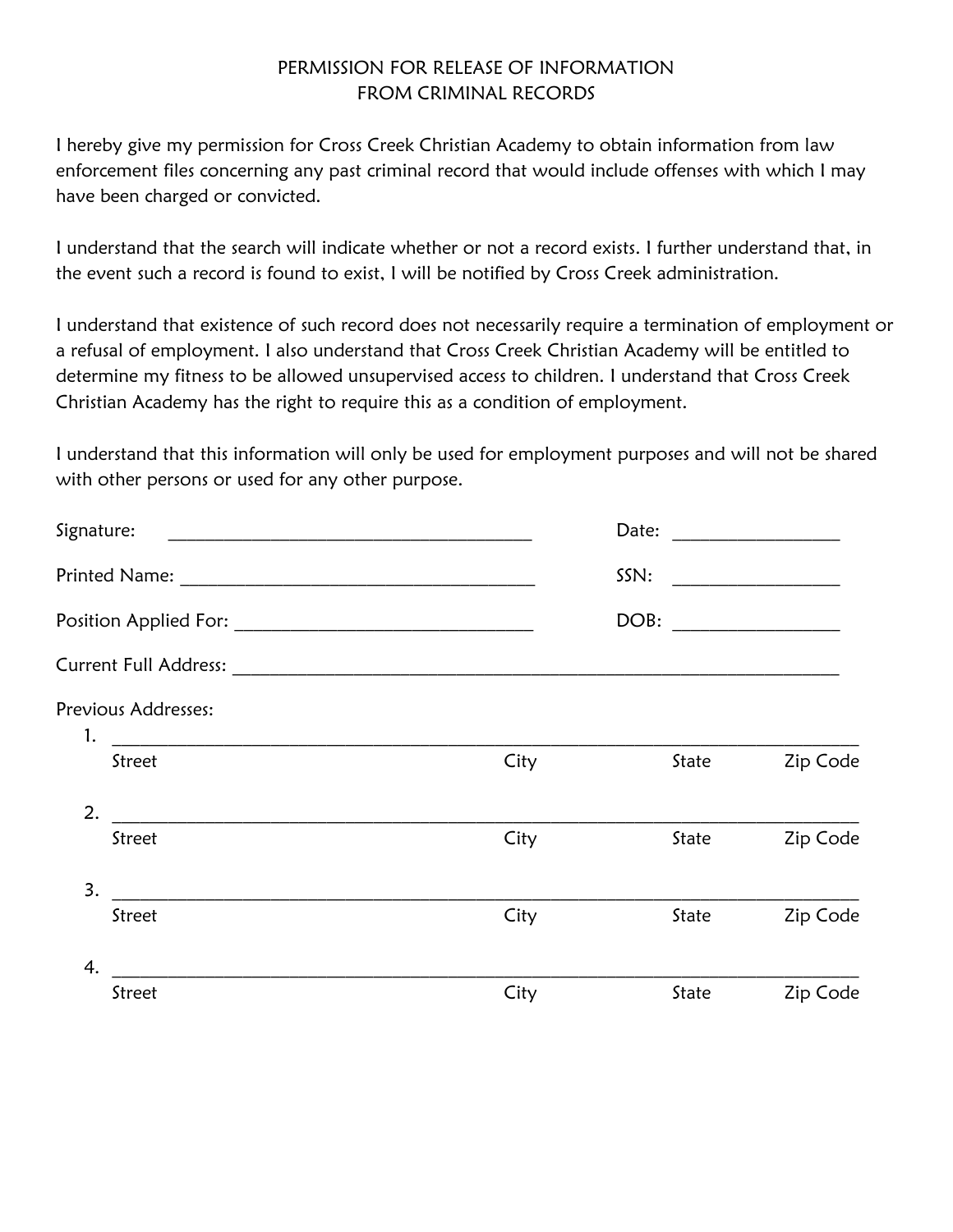# PERMISSION FOR RELEASE OF INFORMATION FROM CRIMINAL RECORDS

I hereby give my permission for Cross Creek Christian Academy to obtain information from law enforcement files concerning any past criminal record that would include offenses with which I may have been charged or convicted.

I understand that the search will indicate whether or not a record exists. I further understand that, in the event such a record is found to exist, I will be notified by Cross Creek administration.

I understand that existence of such record does not necessarily require a termination of employment or a refusal of employment. I also understand that Cross Creek Christian Academy will be entitled to determine my fitness to be allowed unsupervised access to children. I understand that Cross Creek Christian Academy has the right to require this as a condition of employment.

I understand that this information will only be used for employment purposes and will not be shared with other persons or used for any other purpose.

Signature: ______________________________________ Date: _________________

Printed Name: ___________________________________ SSN: _________________

Position Applied For: ______________________________ DOB: _________________

Current Full Address: ______________________________________________________________

Previous Addresses:

1. ___________________________________________________________________________
   Street City State Zip Code

2. ___________________________________________________________________________
   Street City State Zip Code

3. ___________________________________________________________________________
   Street City State Zip Code

4. ___________________________________________________________________________
   Street City State Zip Code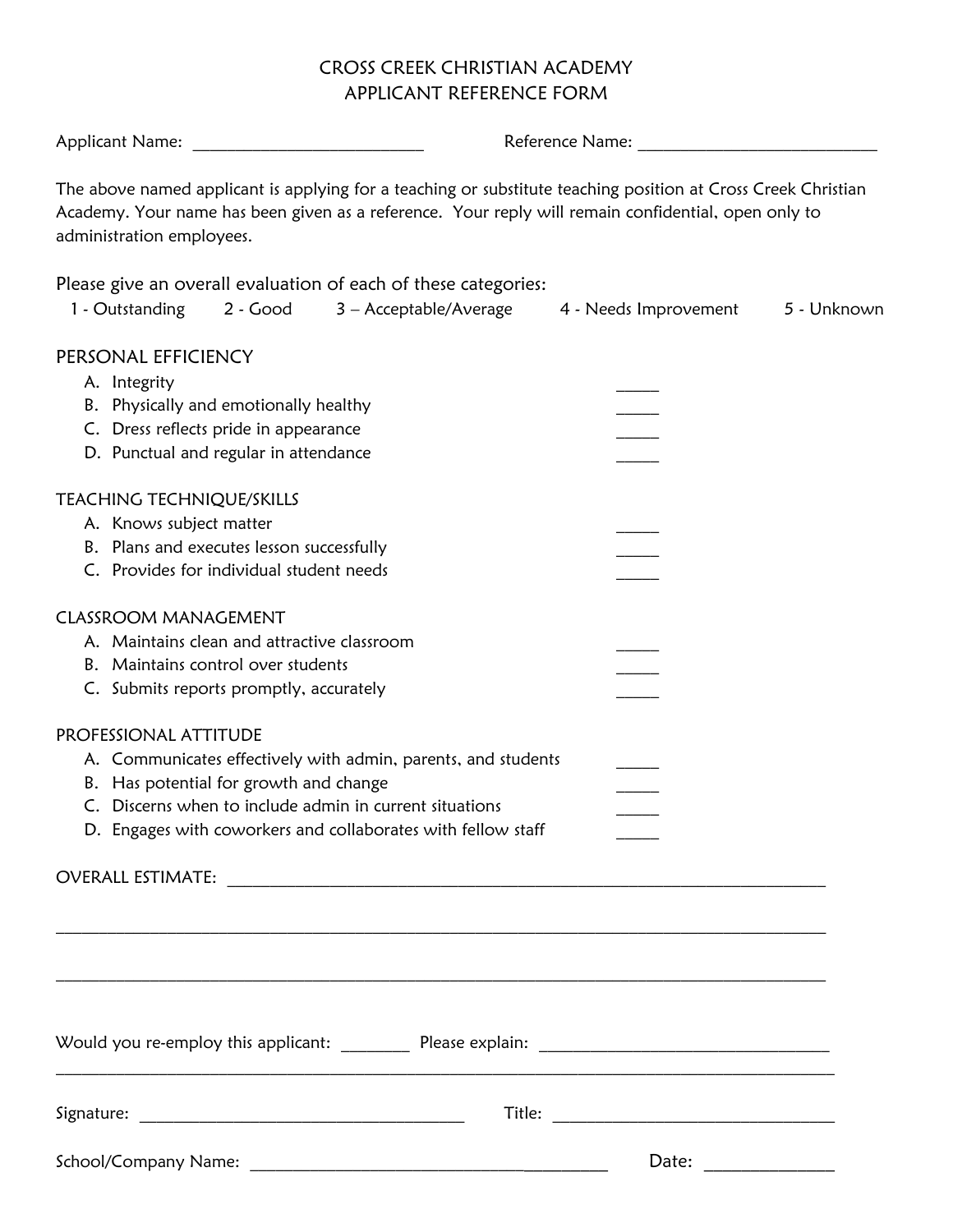# CROSS CREEK CHRISTIAN ACADEMY
# APPLICANT REFERENCE FORM

Applicant Name: ___________________________ Reference Name: ___________________________

The above named applicant is applying for a teaching or substitute teaching position at Cross Creek Christian Academy. Your name has been given as a reference. Your reply will remain confidential, open only to administration employees.

Please give an overall evaluation of each of these categories:

1 - Outstanding    2 - Good    3 – Acceptable/Average    4 - Needs Improvement    5 - Unknown

## PERSONAL EFFICIENCY

A. Integrity _____
B. Physically and emotionally healthy _____
C. Dress reflects pride in appearance _____
D. Punctual and regular in attendance _____

## TEACHING TECHNIQUE/SKILLS

A. Knows subject matter _____
B. Plans and executes lesson successfully _____
C. Provides for individual student needs _____

## CLASSROOM MANAGEMENT

A. Maintains clean and attractive classroom _____
B. Maintains control over students _____
C. Submits reports promptly, accurately _____

## PROFESSIONAL ATTITUDE

A. Communicates effectively with admin, parents, and students _____
B. Has potential for growth and change _____
C. Discerns when to include admin in current situations _____
D. Engages with coworkers and collaborates with fellow staff _____

OVERALL ESTIMATE: ______________________________________________________________________

___________________________________________________________________________________

___________________________________________________________________________________

Would you re-employ this applicant: ________ Please explain: _________________________________

___________________________________________________________________________________

Signature: _____________________________________ Title: _________________________________

School/Company Name: __________________________________________ Date: ______________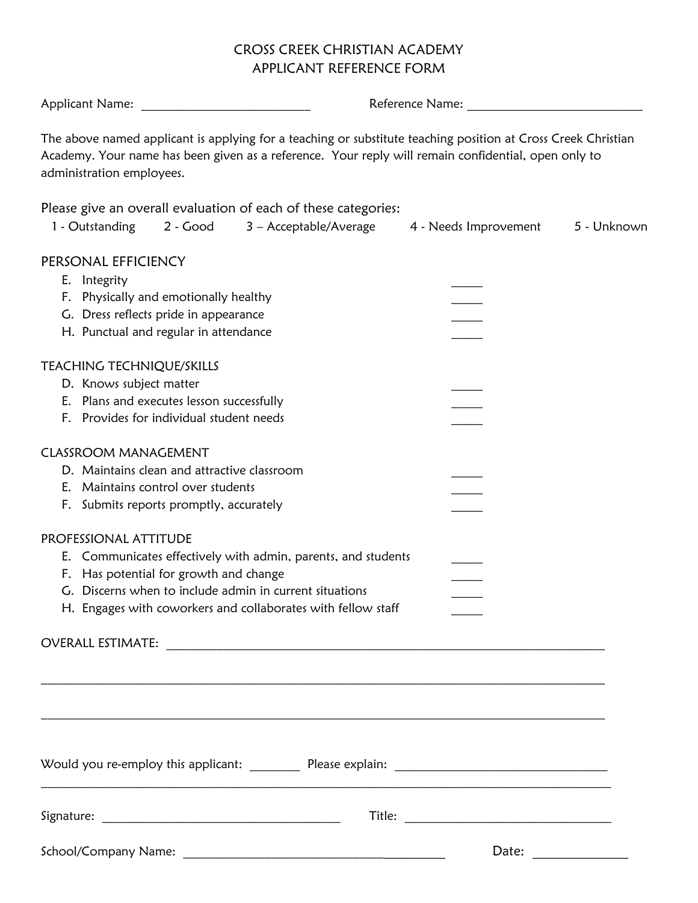# CROSS CREEK CHRISTIAN ACADEMY
## APPLICANT REFERENCE FORM

Applicant Name: ___________________________ Reference Name: ___________________________

The above named applicant is applying for a teaching or substitute teaching position at Cross Creek Christian Academy. Your name has been given as a reference. Your reply will remain confidential, open only to administration employees.

Please give an overall evaluation of each of these categories:

1 - Outstanding 2 - Good 3 – Acceptable/Average 4 - Needs Improvement 5 - Unknown

PERSONAL EFFICIENCY

E. Integrity _____
F. Physically and emotionally healthy _____
G. Dress reflects pride in appearance _____
H. Punctual and regular in attendance _____

TEACHING TECHNIQUE/SKILLS

D. Knows subject matter _____
E. Plans and executes lesson successfully _____
F. Provides for individual student needs _____

CLASSROOM MANAGEMENT

D. Maintains clean and attractive classroom _____
E. Maintains control over students _____
F. Submits reports promptly, accurately _____

PROFESSIONAL ATTITUDE

E. Communicates effectively with admin, parents, and students _____
F. Has potential for growth and change _____
G. Discerns when to include admin in current situations _____
H. Engages with coworkers and collaborates with fellow staff _____

OVERALL ESTIMATE: _______________________________________________________________________

_______________________________________________________________________________________

_______________________________________________________________________________________

Would you re-employ this applicant: ________ Please explain: _________________________________

_______________________________________________________________________________________

Signature: ______________________________________ Title: _________________________________

School/Company Name: __________________________________________ Date: ______________